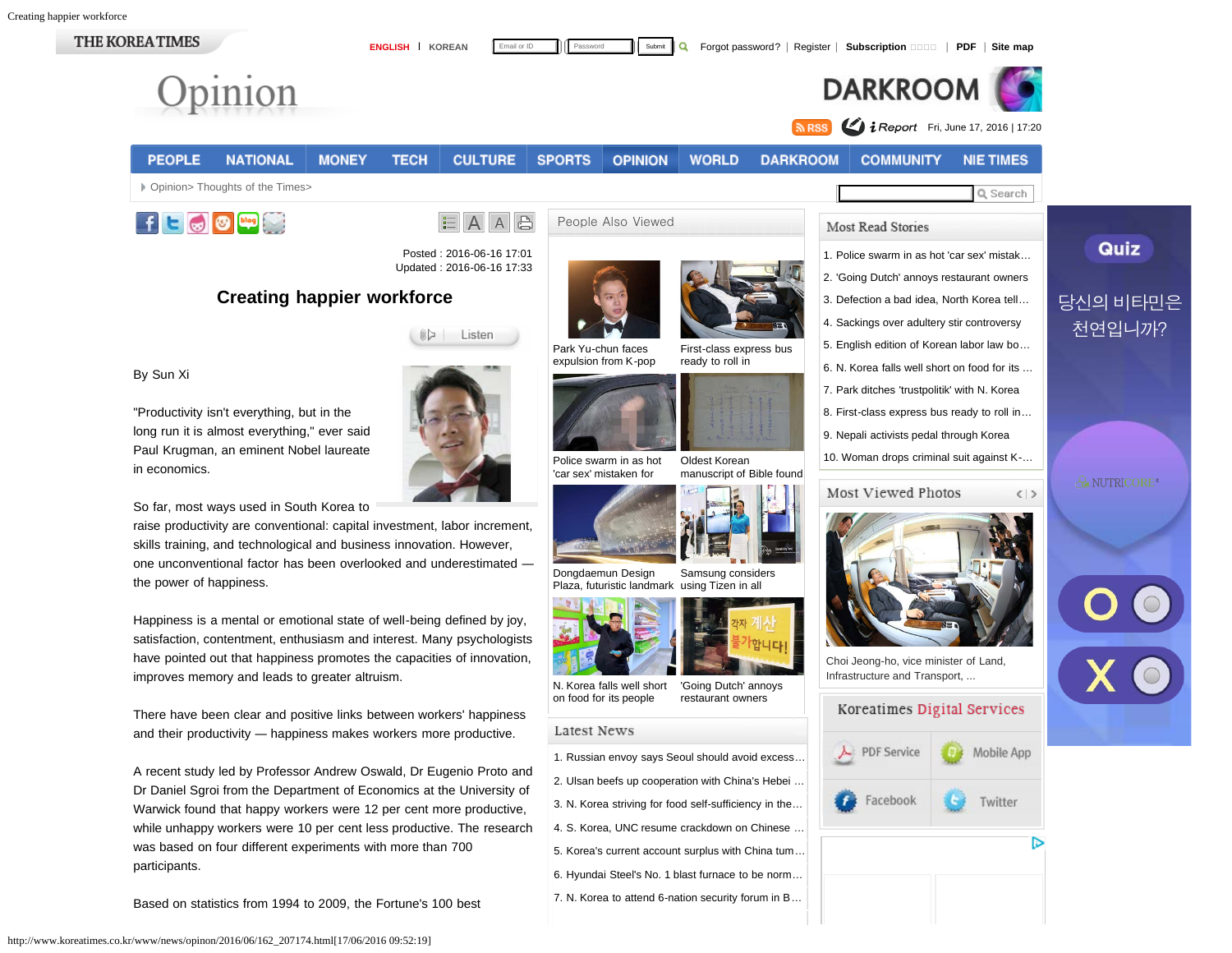Posted : 2016-06-16 17:01
Updated : 2016-06-16 17:33

# Creating happier workforce

By Sun Xi

"Productivity isn't everything, but in the long run it is almost everything," ever said Paul Krugman, an eminent Nobel laureate in economics.

So far, most ways used in South Korea to raise productivity are conventional: capital investment, labor increment, skills training, and technological and business innovation. However, one unconventional factor has been overlooked and underestimated — the power of happiness.

Happiness is a mental or emotional state of well-being defined by joy, satisfaction, contentment, enthusiasm and interest. Many psychologists have pointed out that happiness promotes the capacities of innovation, improves memory and leads to greater altruism.

There have been clear and positive links between workers' happiness and their productivity — happiness makes workers more productive.

A recent study led by Professor Andrew Oswald, Dr Eugenio Proto and Dr Daniel Sgroi from the Department of Economics at the University of Warwick found that happy workers were 12 per cent more productive, while unhappy workers were 10 per cent less productive. The research was based on four different experiments with more than 700 participants.

Based on statistics from 1994 to 2009, the Fortune's 100 best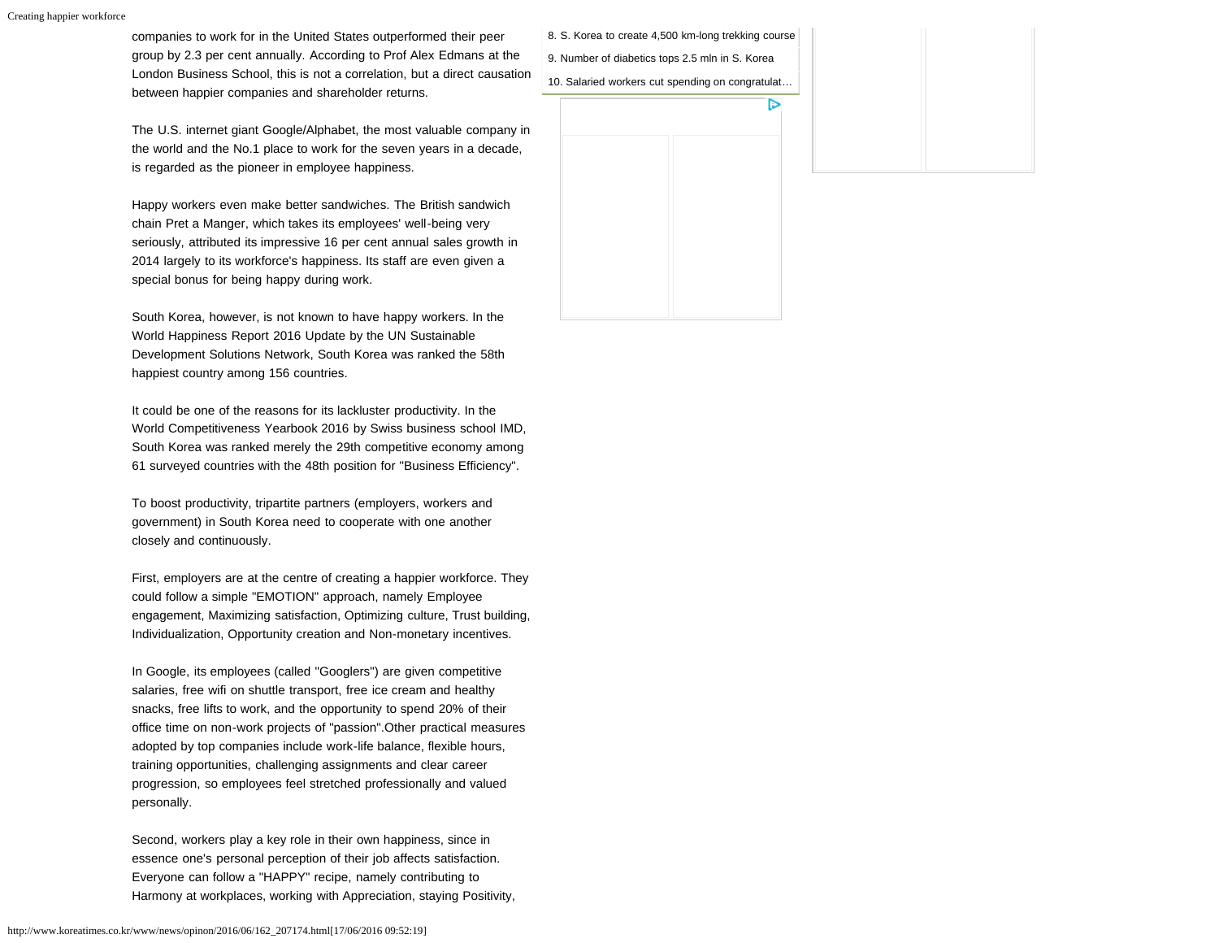companies to work for in the United States outperformed their peer group by 2.3 per cent annually. According to Prof Alex Edmans at the London Business School, this is not a correlation, but a direct causation between happier companies and shareholder returns.

The U.S. internet giant Google/Alphabet, the most valuable company in the world and the No.1 place to work for the seven years in a decade, is regarded as the pioneer in employee happiness.

Happy workers even make better sandwiches. The British sandwich chain Pret a Manger, which takes its employees' well-being very seriously, attributed its impressive 16 per cent annual sales growth in 2014 largely to its workforce's happiness. Its staff are even given a special bonus for being happy during work.

South Korea, however, is not known to have happy workers. In the World Happiness Report 2016 Update by the UN Sustainable Development Solutions Network, South Korea was ranked the 58th happiest country among 156 countries.

It could be one of the reasons for its lackluster productivity. In the World Competitiveness Yearbook 2016 by Swiss business school IMD, South Korea was ranked merely the 29th competitive economy among 61 surveyed countries with the 48th position for "Business Efficiency".

To boost productivity, tripartite partners (employers, workers and government) in South Korea need to cooperate with one another closely and continuously.

First, employers are at the centre of creating a happier workforce. They could follow a simple "EMOTION" approach, namely Employee engagement, Maximizing satisfaction, Optimizing culture, Trust building, Individualization, Opportunity creation and Non-monetary incentives.

In Google, its employees (called "Googlers") are given competitive salaries, free wifi on shuttle transport, free ice cream and healthy snacks, free lifts to work, and the opportunity to spend 20% of their office time on non-work projects of "passion".Other practical measures adopted by top companies include work-life balance, flexible hours, training opportunities, challenging assignments and clear career progression, so employees feel stretched professionally and valued personally.

Second, workers play a key role in their own happiness, since in essence one's personal perception of their job affects satisfaction. Everyone can follow a "HAPPY" recipe, namely contributing to Harmony at workplaces, working with Appreciation, staying Positivity,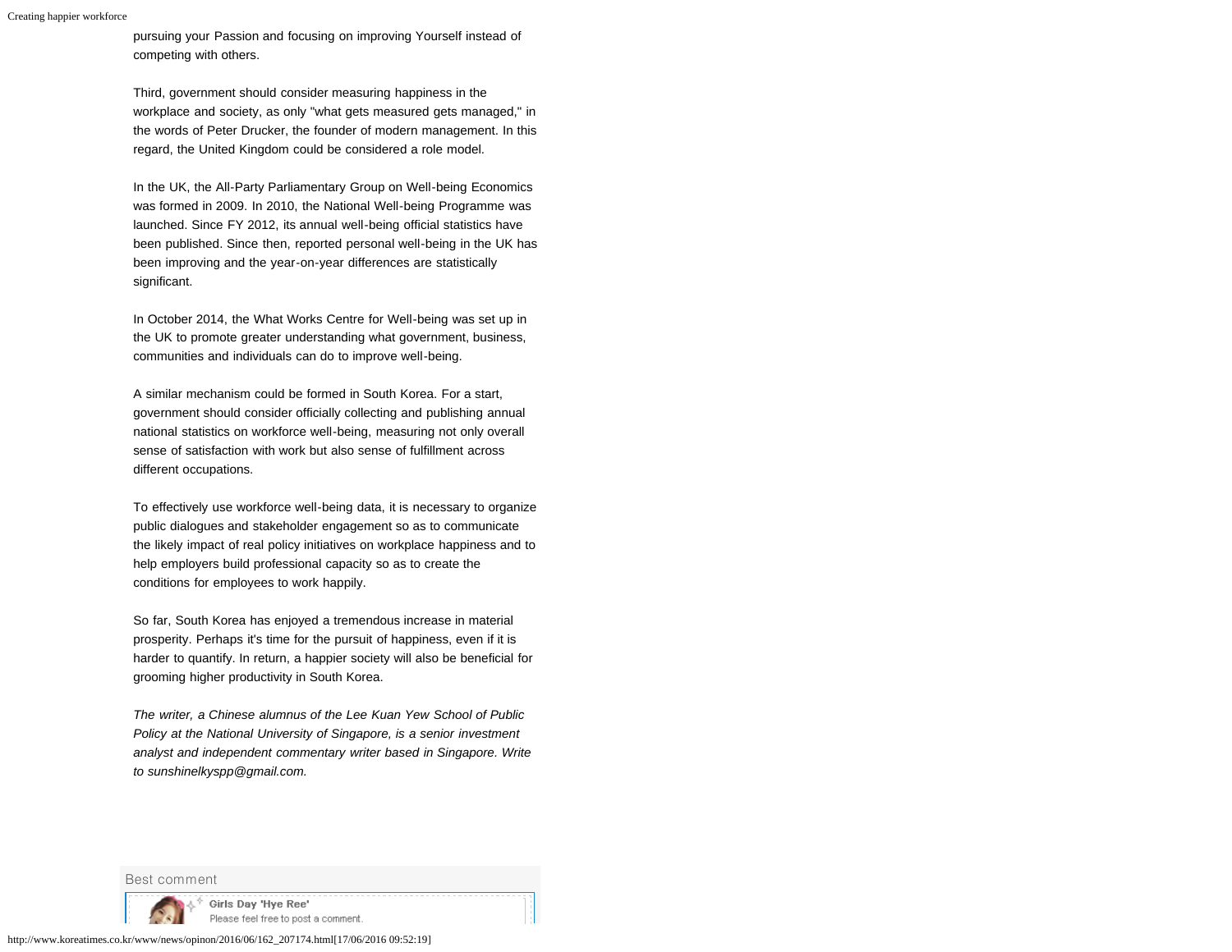pursuing your Passion and focusing on improving Yourself instead of competing with others.

Third, government should consider measuring happiness in the workplace and society, as only "what gets measured gets managed," in the words of Peter Drucker, the founder of modern management. In this regard, the United Kingdom could be considered a role model.

In the UK, the All-Party Parliamentary Group on Well-being Economics was formed in 2009. In 2010, the National Well-being Programme was launched. Since FY 2012, its annual well-being official statistics have been published. Since then, reported personal well-being in the UK has been improving and the year-on-year differences are statistically significant.

In October 2014, the What Works Centre for Well-being was set up in the UK to promote greater understanding what government, business, communities and individuals can do to improve well-being.

A similar mechanism could be formed in South Korea. For a start, government should consider officially collecting and publishing annual national statistics on workforce well-being, measuring not only overall sense of satisfaction with work but also sense of fulfillment across different occupations.

To effectively use workforce well-being data, it is necessary to organize public dialogues and stakeholder engagement so as to communicate the likely impact of real policy initiatives on workplace happiness and to help employers build professional capacity so as to create the conditions for employees to work happily.

So far, South Korea has enjoyed a tremendous increase in material prosperity. Perhaps it's time for the pursuit of happiness, even if it is harder to quantify. In return, a happier society will also be beneficial for grooming higher productivity in South Korea.

*The writer, a Chinese alumnus of the Lee Kuan Yew School of Public Policy at the National University of Singapore, is a senior investment analyst and independent commentary writer based in Singapore. Write to sunshinelkyspp@gmail.com.*

Best comment

Girls Day 'Hye Ree'

Please feel free to post a comment.